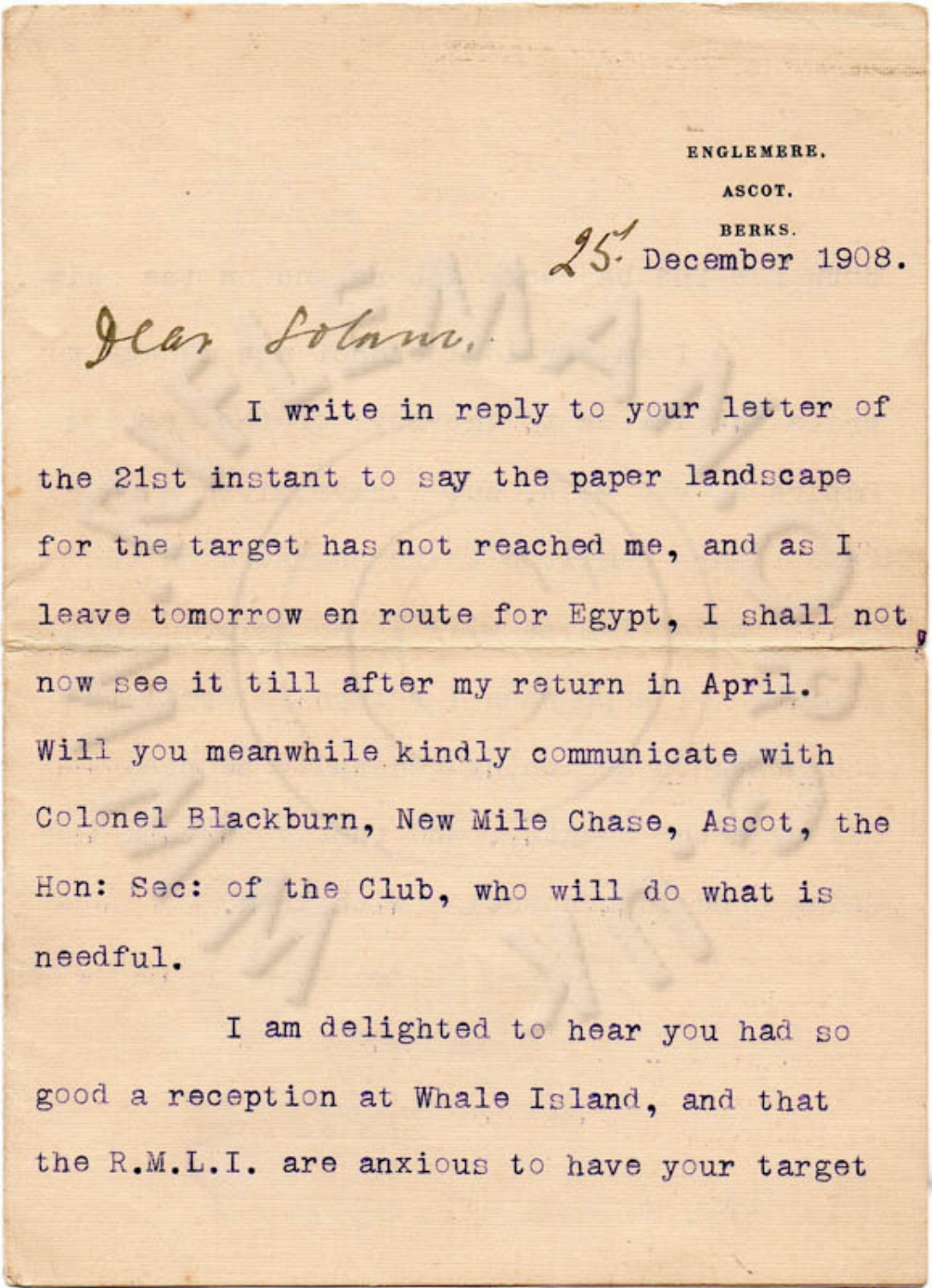ENGLEMERE.

ASCOT.

BERKS.

25 December 1908.

Dear Solomon,

I write in reply to your letter of the 21st instant to say the paper landscape for the target has not reached me, and as I leave tomorrow en route for Egypt, I shall not now see it till after my return in April. Will you meanwhile kindly communicate with Colonel Blackburn, New Mile Chase, Ascot, the Hon: Sec: of the Club, who will do what is needful.

I am delighted to hear you had so good a reception at Whale Island, and that the R.M.L.I. are anxious to have your target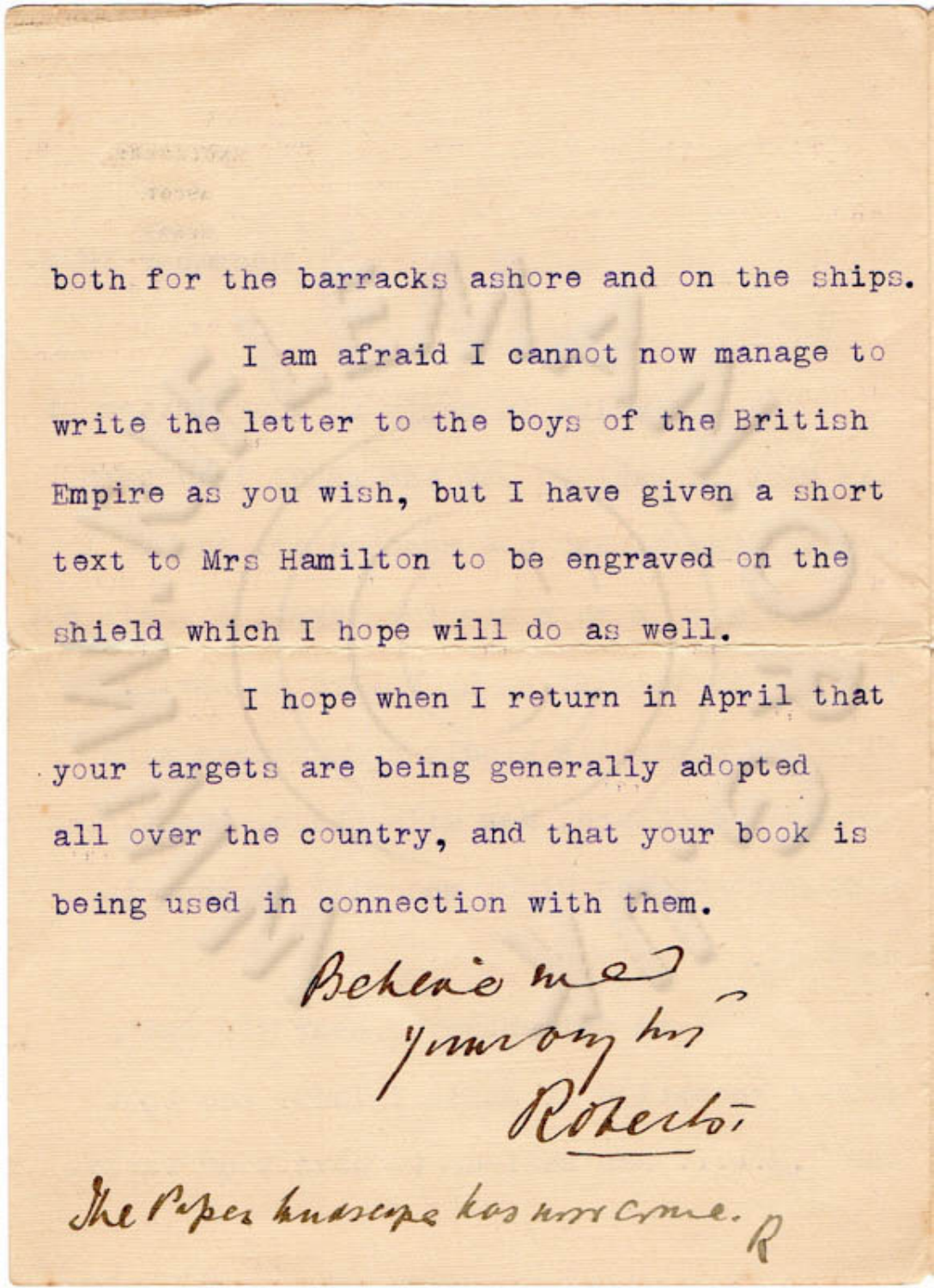both for the barracks ashore and on the ships.

I am afraid I cannot now manage to write the letter to the boys of the British Empire as you wish, but I have given a short text to Mrs Hamilton to be engraved on the shield which I hope will do as well.

I hope when I return in April that your targets are being generally adopted all over the country, and that your book is being used in connection with them.

Believe me
Yours very truly
Roberts.

The Paper kinescope has now come. R